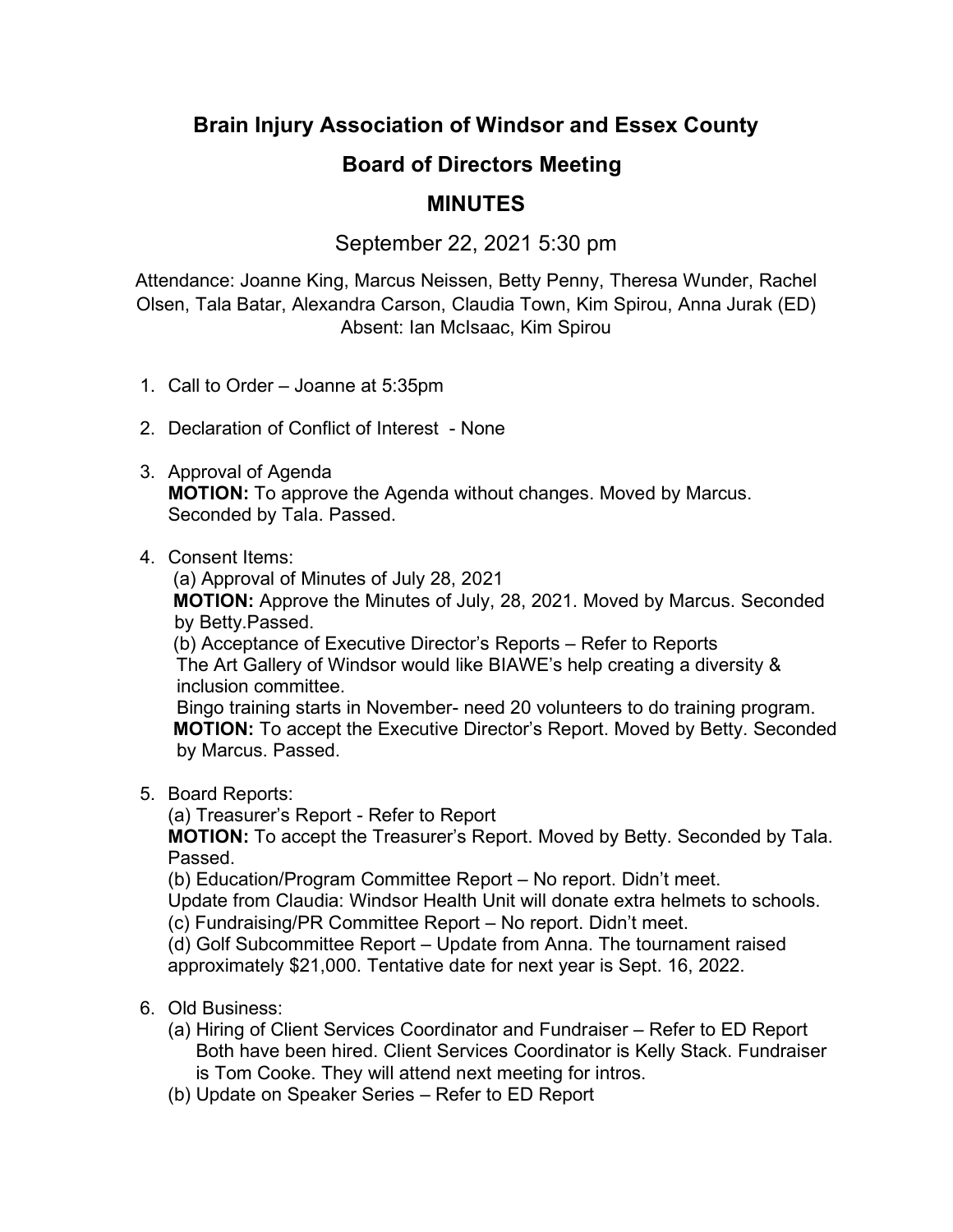# Brain Injury Association of Windsor and Essex County

## Board of Directors Meeting

## MINUTES

September 22, 2021 5:30 pm

Attendance: Joanne King, Marcus Neissen, Betty Penny, Theresa Wunder, Rachel Olsen, Tala Batar, Alexandra Carson, Claudia Town, Kim Spirou, Anna Jurak (ED)
Absent: Ian McIsaac, Kim Spirou

1. Call to Order – Joanne at 5:35pm

2. Declaration of Conflict of Interest - None

3. Approval of Agenda
   **MOTION:** To approve the Agenda without changes. Moved by Marcus. Seconded by Tala. Passed.

4. Consent Items:
   (a) Approval of Minutes of July 28, 2021
   **MOTION:** Approve the Minutes of July, 28, 2021. Moved by Marcus. Seconded by Betty.Passed.
   (b) Acceptance of Executive Director's Reports – Refer to Reports
   The Art Gallery of Windsor would like BIAWE's help creating a diversity & inclusion committee.
   Bingo training starts in November- need 20 volunteers to do training program.
   **MOTION:** To accept the Executive Director's Report. Moved by Betty. Seconded by Marcus. Passed.

5. Board Reports:
   (a) Treasurer's Report - Refer to Report
   **MOTION:** To accept the Treasurer's Report. Moved by Betty. Seconded by Tala. Passed.
   (b) Education/Program Committee Report – No report. Didn't meet.
   Update from Claudia: Windsor Health Unit will donate extra helmets to schools.
   (c) Fundraising/PR Committee Report – No report. Didn't meet.
   (d) Golf Subcommittee Report – Update from Anna. The tournament raised approximately $21,000. Tentative date for next year is Sept. 16, 2022.

6. Old Business:
   (a) Hiring of Client Services Coordinator and Fundraiser – Refer to ED Report
   Both have been hired. Client Services Coordinator is Kelly Stack. Fundraiser is Tom Cooke. They will attend next meeting for intros.
   (b) Update on Speaker Series – Refer to ED Report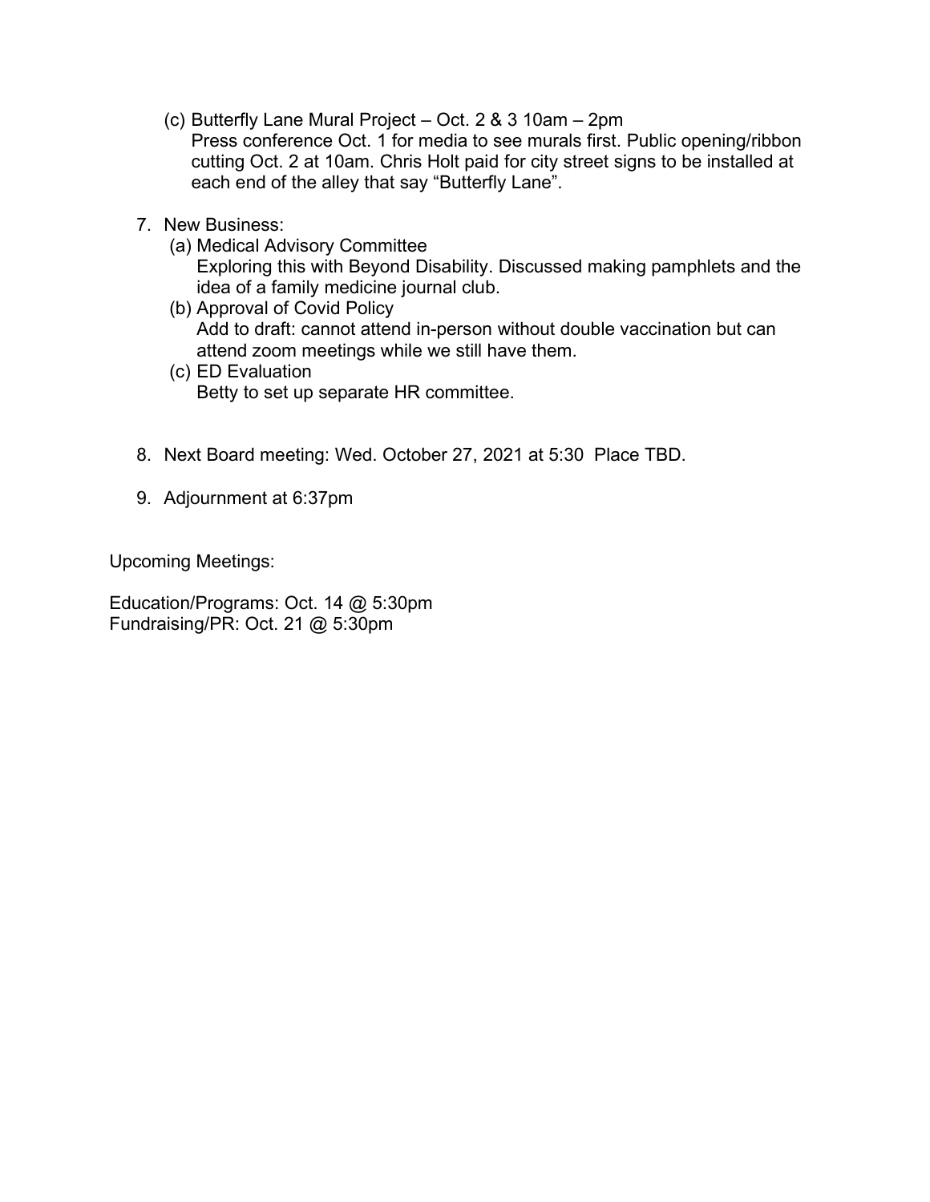(c) Butterfly Lane Mural Project – Oct. 2 & 3 10am – 2pm
Press conference Oct. 1 for media to see murals first. Public opening/ribbon cutting Oct. 2 at 10am. Chris Holt paid for city street signs to be installed at each end of the alley that say "Butterfly Lane".

7. New Business:
   (a) Medical Advisory Committee
   Exploring this with Beyond Disability. Discussed making pamphlets and the idea of a family medicine journal club.
   (b) Approval of Covid Policy
   Add to draft: cannot attend in-person without double vaccination but can attend zoom meetings while we still have them.
   (c) ED Evaluation
   Betty to set up separate HR committee.

8. Next Board meeting: Wed. October 27, 2021 at 5:30 Place TBD.

9. Adjournment at 6:37pm

Upcoming Meetings:

Education/Programs: Oct. 14 @ 5:30pm
Fundraising/PR: Oct. 21 @ 5:30pm